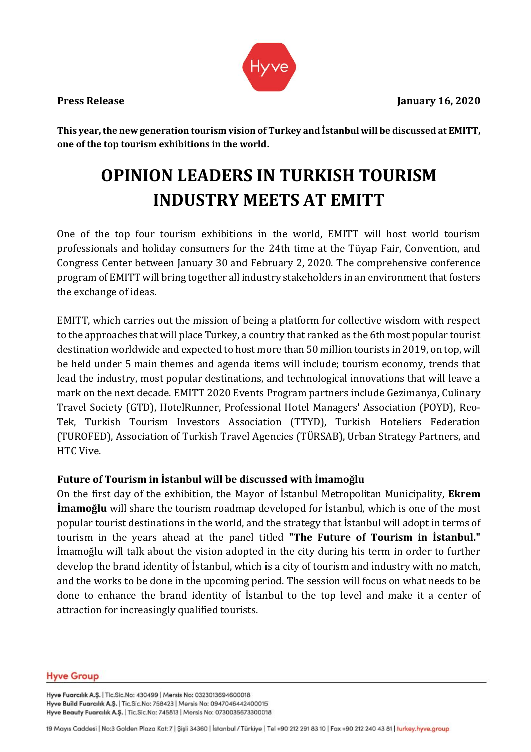**Press Release** **January 16, 2020**

**This year, the new generation tourism vision of Turkey and İstanbul will be discussed at EMITT, one of the top tourism exhibitions in the world.**

# OPINION LEADERS IN TURKISH TOURISM INDUSTRY MEETS AT EMITT

One of the top four tourism exhibitions in the world, EMITT will host world tourism professionals and holiday consumers for the 24th time at the Tüyap Fair, Convention, and Congress Center between January 30 and February 2, 2020. The comprehensive conference program of EMITT will bring together all industry stakeholders in an environment that fosters the exchange of ideas.

EMITT, which carries out the mission of being a platform for collective wisdom with respect to the approaches that will place Turkey, a country that ranked as the 6th most popular tourist destination worldwide and expected to host more than 50 million tourists in 2019, on top, will be held under 5 main themes and agenda items will include; tourism economy, trends that lead the industry, most popular destinations, and technological innovations that will leave a mark on the next decade. EMITT 2020 Events Program partners include Gezimanya, Culinary Travel Society (GTD), HotelRunner, Professional Hotel Managers' Association (POYD), Reo-Tek, Turkish Tourism Investors Association (TTYD), Turkish Hoteliers Federation (TUROFED), Association of Turkish Travel Agencies (TÜRSAB), Urban Strategy Partners, and HTC Vive.

**Future of Tourism in İstanbul will be discussed with İmamoğlu**

On the first day of the exhibition, the Mayor of İstanbul Metropolitan Municipality, **Ekrem İmamoğlu** will share the tourism roadmap developed for İstanbul, which is one of the most popular tourist destinations in the world, and the strategy that İstanbul will adopt in terms of tourism in the years ahead at the panel titled **"The Future of Tourism in İstanbul."** İmamoğlu will talk about the vision adopted in the city during his term in order to further develop the brand identity of İstanbul, which is a city of tourism and industry with no match, and the works to be done in the upcoming period. The session will focus on what needs to be done to enhance the brand identity of İstanbul to the top level and make it a center of attraction for increasingly qualified tourists.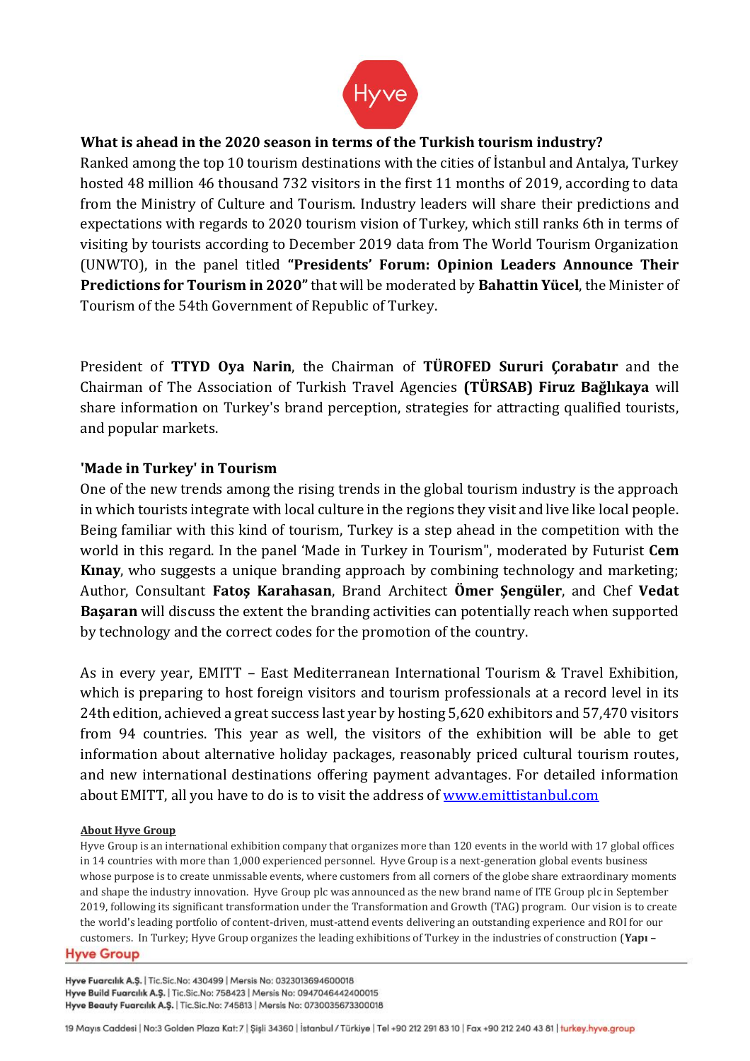**What is ahead in the 2020 season in terms of the Turkish tourism industry?**

Ranked among the top 10 tourism destinations with the cities of İstanbul and Antalya, Turkey hosted 48 million 46 thousand 732 visitors in the first 11 months of 2019, according to data from the Ministry of Culture and Tourism. Industry leaders will share their predictions and expectations with regards to 2020 tourism vision of Turkey, which still ranks 6th in terms of visiting by tourists according to December 2019 data from The World Tourism Organization (UNWTO), in the panel titled **"Presidents' Forum: Opinion Leaders Announce Their Predictions for Tourism in 2020"** that will be moderated by **Bahattin Yücel**, the Minister of Tourism of the 54th Government of Republic of Turkey.

President of **TTYD Oya Narin**, the Chairman of **TÜROFED Sururi Çorabatır** and the Chairman of The Association of Turkish Travel Agencies **(TÜRSAB) Firuz Bağlıkaya** will share information on Turkey's brand perception, strategies for attracting qualified tourists, and popular markets.

**'Made in Turkey' in Tourism**

One of the new trends among the rising trends in the global tourism industry is the approach in which tourists integrate with local culture in the regions they visit and live like local people. Being familiar with this kind of tourism, Turkey is a step ahead in the competition with the world in this regard. In the panel 'Made in Turkey in Tourism", moderated by Futurist **Cem Kınay**, who suggests a unique branding approach by combining technology and marketing; Author, Consultant **Fatoş Karahasan**, Brand Architect **Ömer Şengüler**, and Chef **Vedat Başaran** will discuss the extent the branding activities can potentially reach when supported by technology and the correct codes for the promotion of the country.

As in every year, EMITT – East Mediterranean International Tourism & Travel Exhibition, which is preparing to host foreign visitors and tourism professionals at a record level in its 24th edition, achieved a great success last year by hosting 5,620 exhibitors and 57,470 visitors from 94 countries. This year as well, the visitors of the exhibition will be able to get information about alternative holiday packages, reasonably priced cultural tourism routes, and new international destinations offering payment advantages. For detailed information about EMITT, all you have to do is to visit the address of www.emittistanbul.com

**About Hyve Group**

Hyve Group is an international exhibition company that organizes more than 120 events in the world with 17 global offices in 14 countries with more than 1,000 experienced personnel. Hyve Group is a next-generation global events business whose purpose is to create unmissable events, where customers from all corners of the globe share extraordinary moments and shape the industry innovation. Hyve Group plc was announced as the new brand name of ITE Group plc in September 2019, following its significant transformation under the Transformation and Growth (TAG) program. Our vision is to create the world's leading portfolio of content-driven, must-attend events delivering an outstanding experience and ROI for our customers. In Turkey; Hyve Group organizes the leading exhibitions of Turkey in the industries of construction (**Yapı –**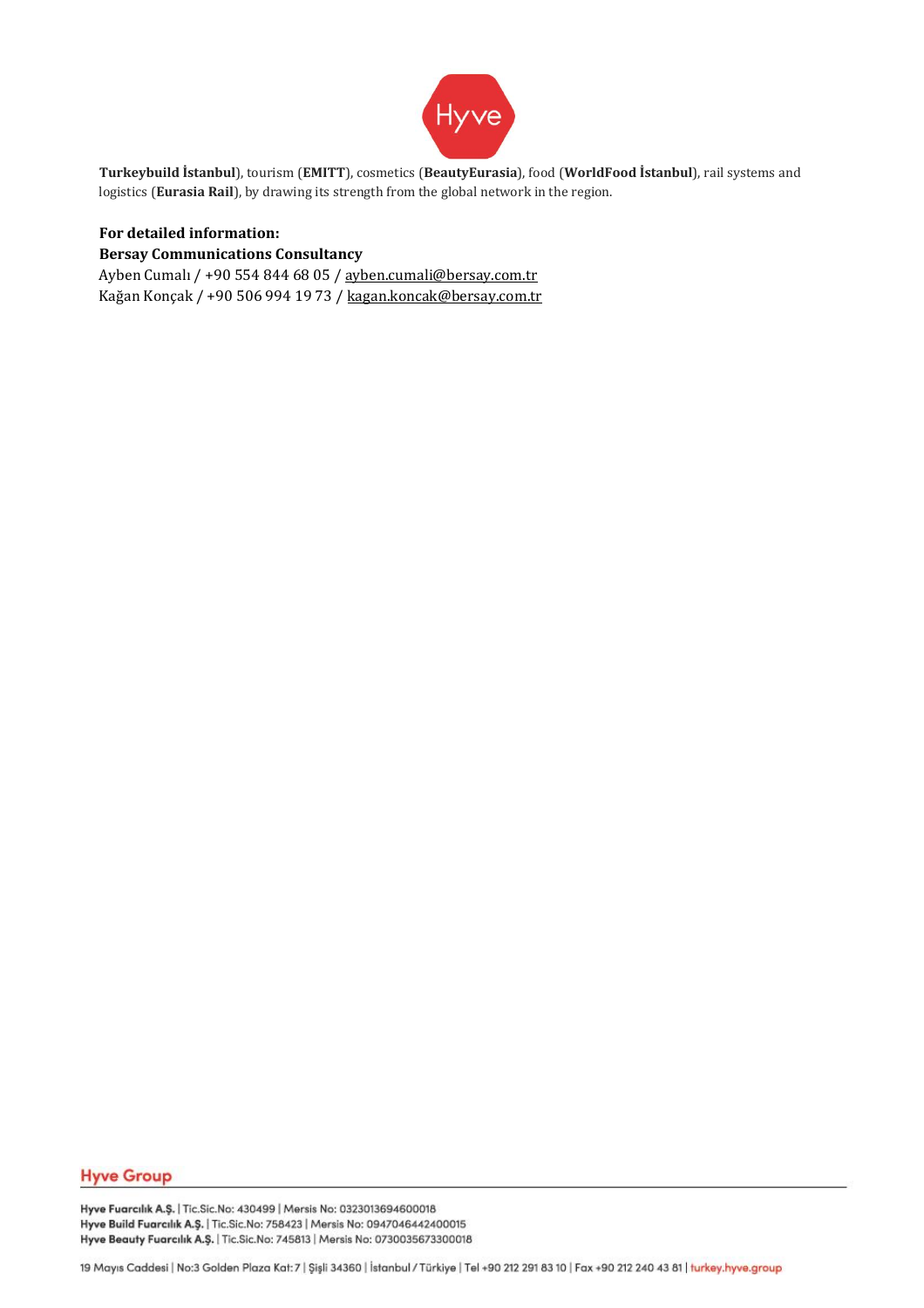**Turkeybuild İstanbul**), tourism (**EMITT**), cosmetics (**BeautyEurasia**), food (**WorldFood İstanbul**), rail systems and logistics (**Eurasia Rail**), by drawing its strength from the global network in the region.

**For detailed information:**
**Bersay Communications Consultancy**
Ayben Cumalı / +90 554 844 68 05 / ayben.cumali@bersay.com.tr
Kağan Konçak / +90 506 994 19 73 / kagan.koncak@bersay.com.tr